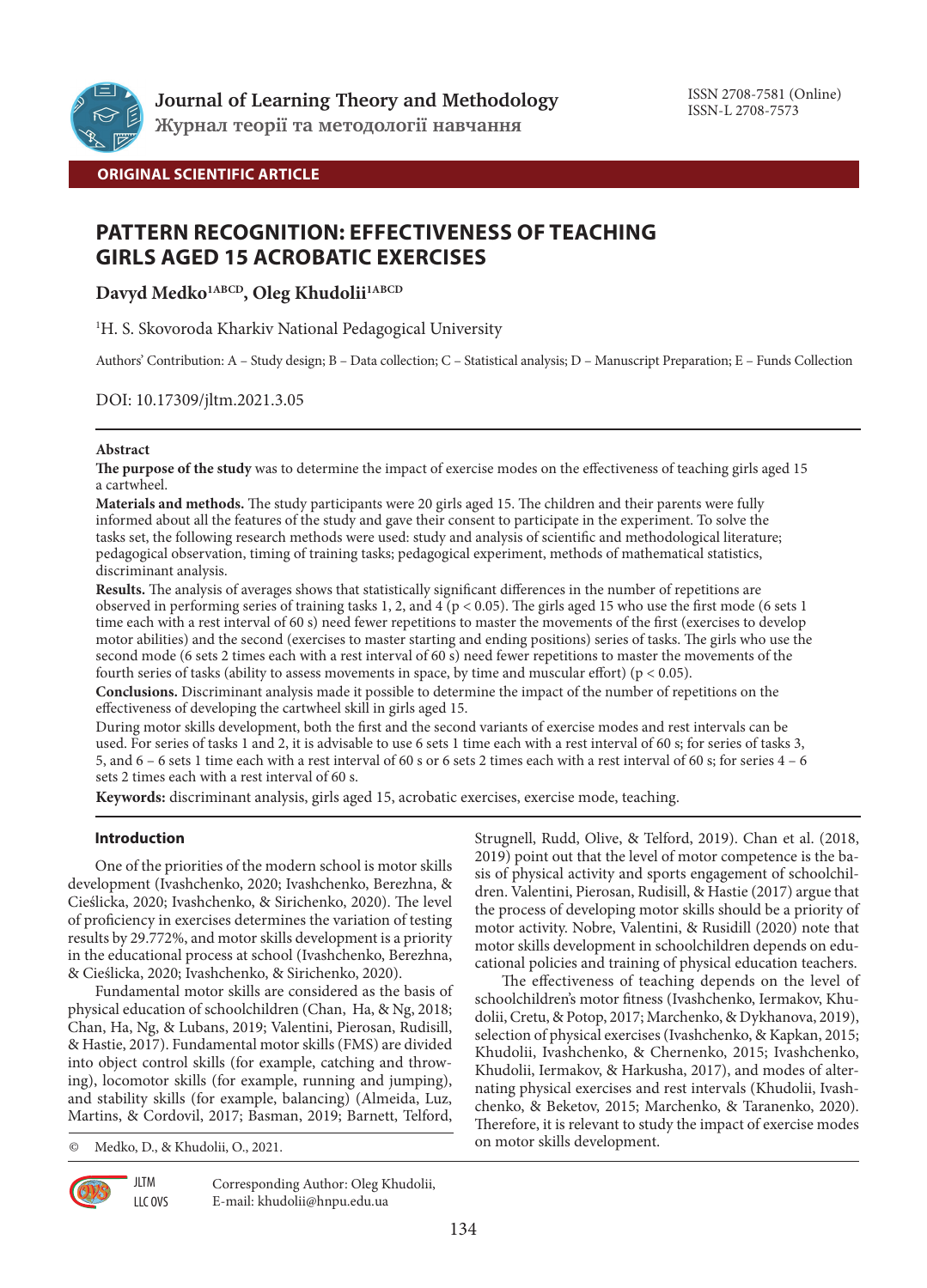Journal of Learning Theory and Methodology
Журнал теорії та методології навчання

ISSN 2708-7581 (Online)
ISSN-L 2708-7573

**ORIGINAL SCIENTIFIC ARTICLE**

# PATTERN RECOGNITION: EFFECTIVENESS OF TEACHING GIRLS AGED 15 ACROBATIC EXERCISES

**Davyd Medko[1ABCD], Oleg Khudolii[1ABCD]**

[1]H. S. Skovoroda Kharkiv National Pedagogical University

Authors' Contribution: A – Study design; B – Data collection; C – Statistical analysis; D – Manuscript Preparation; E – Funds Collection

DOI: 10.17309/jltm.2021.3.05

**Abstract**

**The purpose of the study** was to determine the impact of exercise modes on the effectiveness of teaching girls aged 15 a cartwheel.

**Materials and methods.** The study participants were 20 girls aged 15. The children and their parents were fully informed about all the features of the study and gave their consent to participate in the experiment. To solve the tasks set, the following research methods were used: study and analysis of scientific and methodological literature; pedagogical observation, timing of training tasks; pedagogical experiment, methods of mathematical statistics, discriminant analysis.

**Results.** The analysis of averages shows that statistically significant differences in the number of repetitions are observed in performing series of training tasks 1, 2, and 4 ($p < 0.05$). The girls aged 15 who use the first mode (6 sets 1 time each with a rest interval of 60 s) need fewer repetitions to master the movements of the first (exercises to develop motor abilities) and the second (exercises to master starting and ending positions) series of tasks. The girls who use the second mode (6 sets 2 times each with a rest interval of 60 s) need fewer repetitions to master the movements of the fourth series of tasks (ability to assess movements in space, by time and muscular effort) ($p < 0.05$).

**Conclusions.** Discriminant analysis made it possible to determine the impact of the number of repetitions on the effectiveness of developing the cartwheel skill in girls aged 15.

During motor skills development, both the first and the second variants of exercise modes and rest intervals can be used. For series of tasks 1 and 2, it is advisable to use 6 sets 1 time each with a rest interval of 60 s; for series of tasks 3, 5, and 6 – 6 sets 1 time each with a rest interval of 60 s or 6 sets 2 times each with a rest interval of 60 s; for series 4 – 6 sets 2 times each with a rest interval of 60 s.

**Keywords:** discriminant analysis, girls aged 15, acrobatic exercises, exercise mode, teaching.

## Introduction

One of the priorities of the modern school is motor skills development (Ivashchenko, 2020; Ivashchenko, Berezhna, & Cieślicka, 2020; Ivashchenko, & Sirichenko, 2020). The level of proficiency in exercises determines the variation of testing results by 29.772%, and motor skills development is a priority in the educational process at school (Ivashchenko, Berezhna, & Cieślicka, 2020; Ivashchenko, & Sirichenko, 2020).

Fundamental motor skills are considered as the basis of physical education of schoolchildren (Chan, Ha, & Ng, 2018; Chan, Ha, Ng, & Lubans, 2019; Valentini, Pierosan, Rudisill, & Hastie, 2017). Fundamental motor skills (FMS) are divided into object control skills (for example, catching and throwing), locomotor skills (for example, running and jumping), and stability skills (for example, balancing) (Almeida, Luz, Martins, & Cordovil, 2017; Basman, 2019; Barnett, Telford, Strugnell, Rudd, Olive, & Telford, 2019). Chan et al. (2018, 2019) point out that the level of motor competence is the basis of physical activity and sports engagement of schoolchildren. Valentini, Pierosan, Rudisill, & Hastie (2017) argue that the process of developing motor skills should be a priority of motor activity. Nobre, Valentini, & Rusidill (2020) note that motor skills development in schoolchildren depends on educational policies and training of physical education teachers.

The effectiveness of teaching depends on the level of schoolchildren's motor fitness (Ivashchenko, Iermakov, Khudolii, Cretu, & Potop, 2017; Marchenko, & Dykhanova, 2019), selection of physical exercises (Ivashchenko, & Kapkan, 2015; Khudolii, Ivashchenko, & Chernenko, 2015; Ivashchenko, Khudolii, Iermakov, & Harkusha, 2017), and modes of alternating physical exercises and rest intervals (Khudolii, Ivashchenko, & Beketov, 2015; Marchenko, & Taranenko, 2020). Therefore, it is relevant to study the impact of exercise modes on motor skills development.

© Medko, D., & Khudolii, O., 2021.

Corresponding Author: Oleg Khudolii, E-mail: khudolii@hnpu.edu.ua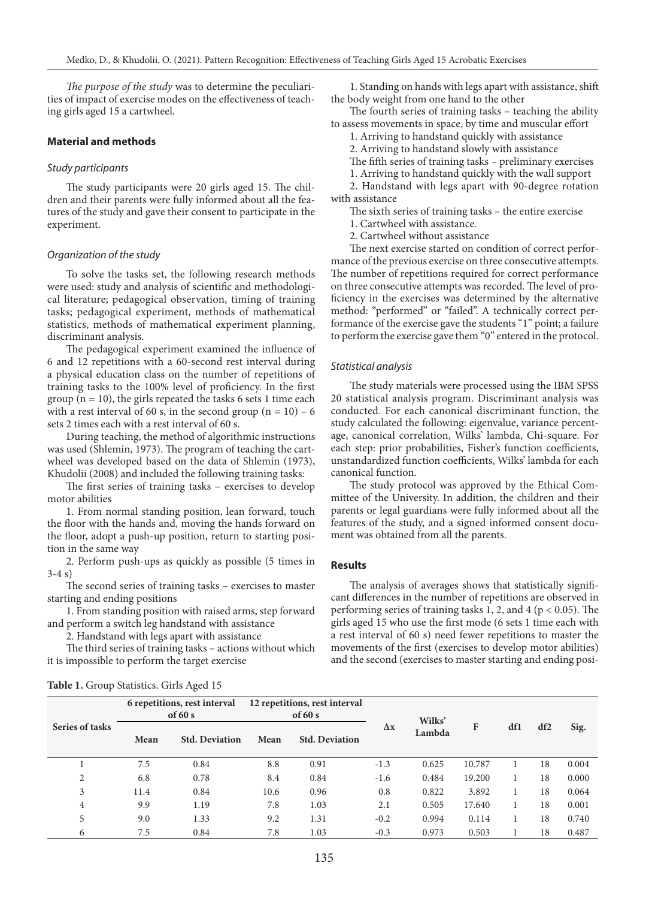*The purpose of the study* was to determine the peculiarities of impact of exercise modes on the effectiveness of teaching girls aged 15 a cartwheel.

## Material and methods

### Study participants

The study participants were 20 girls aged 15. The children and their parents were fully informed about all the features of the study and gave their consent to participate in the experiment.

### Organization of the study

To solve the tasks set, the following research methods were used: study and analysis of scientific and methodological literature; pedagogical observation, timing of training tasks; pedagogical experiment, methods of mathematical statistics, methods of mathematical experiment planning, discriminant analysis.

The pedagogical experiment examined the influence of 6 and 12 repetitions with a 60-second rest interval during a physical education class on the number of repetitions of training tasks to the 100% level of proficiency. In the first group ($n = 10$), the girls repeated the tasks 6 sets 1 time each with a rest interval of 60 s, in the second group ($n = 10$) – 6 sets 2 times each with a rest interval of 60 s.

During teaching, the method of algorithmic instructions was used (Shlemin, 1973). The program of teaching the cartwheel was developed based on the data of Shlemin (1973), Khudolii (2008) and included the following training tasks:

The first series of training tasks – exercises to develop motor abilities

1. From normal standing position, lean forward, touch the floor with the hands and, moving the hands forward on the floor, adopt a push-up position, return to starting position in the same way
2. Perform push-ups as quickly as possible (5 times in 3-4 s)

The second series of training tasks – exercises to master starting and ending positions

1. From standing position with raised arms, step forward and perform a switch leg handstand with assistance
2. Handstand with legs apart with assistance

The third series of training tasks – actions without which it is impossible to perform the target exercise

1. Standing on hands with legs apart with assistance, shift the body weight from one hand to the other

The fourth series of training tasks – teaching the ability to assess movements in space, by time and muscular effort

1. Arriving to handstand quickly with assistance
2. Arriving to handstand slowly with assistance

The fifth series of training tasks – preliminary exercises

1. Arriving to handstand quickly with the wall support
2. Handstand with legs apart with 90-degree rotation with assistance

The sixth series of training tasks – the entire exercise

1. Cartwheel with assistance.
2. Cartwheel without assistance

The next exercise started on condition of correct performance of the previous exercise on three consecutive attempts. The number of repetitions required for correct performance on three consecutive attempts was recorded. The level of proficiency in the exercises was determined by the alternative method: "performed" or "failed". A technically correct performance of the exercise gave the students "1" point; a failure to perform the exercise gave them "0" entered in the protocol.

### Statistical analysis

The study materials were processed using the IBM SPSS 20 statistical analysis program. Discriminant analysis was conducted. For each canonical discriminant function, the study calculated the following: eigenvalue, variance percentage, canonical correlation, Wilks' lambda, Chi-square. For each step: prior probabilities, Fisher's function coefficients, unstandardized function coefficients, Wilks' lambda for each canonical function.

The study protocol was approved by the Ethical Committee of the University. In addition, the children and their parents or legal guardians were fully informed about all the features of the study, and a signed informed consent document was obtained from all the parents.

## Results

The analysis of averages shows that statistically significant differences in the number of repetitions are observed in performing series of training tasks 1, 2, and 4 ($p < 0.05$). The girls aged 15 who use the first mode (6 sets 1 time each with a rest interval of 60 s) need fewer repetitions to master the movements of the first (exercises to develop motor abilities) and the second (exercises to master starting and ending posi-

**Table 1.** Group Statistics. Girls Aged 15

| Series of tasks | 6 repetitions, rest interval of 60 s | | 12 repetitions, rest interval of 60 s | | $\Delta x$ | Wilks' Lambda | F | df1 | df2 | Sig. |
|---|---|---|---|---|---|---|---|---|---|---|
| | Mean | Std. Deviation | Mean | Std. Deviation | | | | | | |
| 1 | 7.5 | 0.84 | 8.8 | 0.91 | -1.3 | 0.625 | 10.787 | 1 | 18 | 0.004 |
| 2 | 6.8 | 0.78 | 8.4 | 0.84 | -1.6 | 0.484 | 19.200 | 1 | 18 | 0.000 |
| 3 | 11.4 | 0.84 | 10.6 | 0.96 | 0.8 | 0.822 | 3.892 | 1 | 18 | 0.064 |
| 4 | 9.9 | 1.19 | 7.8 | 1.03 | 2.1 | 0.505 | 17.640 | 1 | 18 | 0.001 |
| 5 | 9.0 | 1.33 | 9.2 | 1.31 | -0.2 | 0.994 | 0.114 | 1 | 18 | 0.740 |
| 6 | 7.5 | 0.84 | 7.8 | 1.03 | -0.3 | 0.973 | 0.503 | 1 | 18 | 0.487 |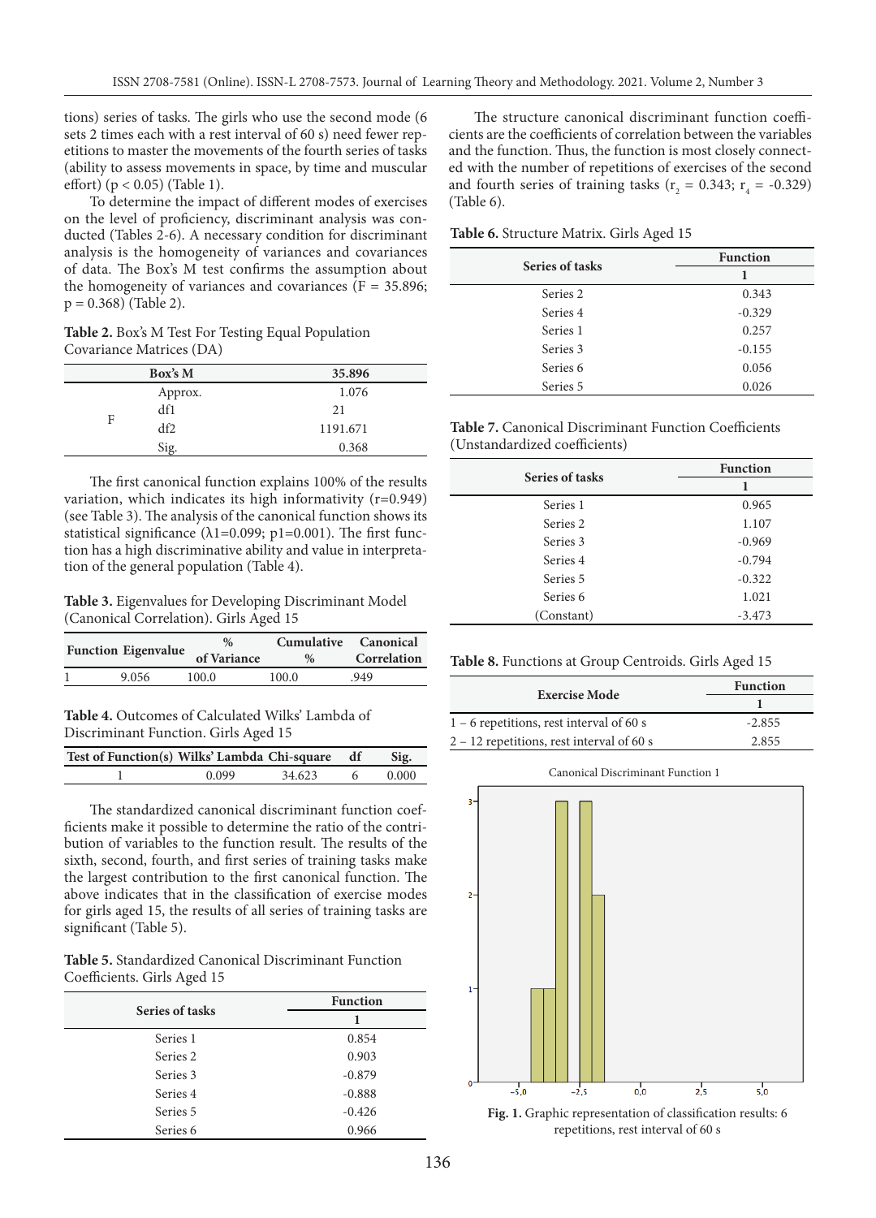tions) series of tasks. The girls who use the second mode (6 sets 2 times each with a rest interval of 60 s) need fewer repetitions to master the movements of the fourth series of tasks (ability to assess movements in space, by time and muscular effort) ($p < 0.05$) (Table 1).

To determine the impact of different modes of exercises on the level of proficiency, discriminant analysis was conducted (Tables 2-6). A necessary condition for discriminant analysis is the homogeneity of variances and covariances of data. The Box's M test confirms the assumption about the homogeneity of variances and covariances ($F = 35.896$; $p = 0.368$) (Table 2).

**Table 2.** Box's M Test For Testing Equal Population Covariance Matrices (DA)

| Box's M | | 35.896 |
|---|---|---|
| F | Approx. | 1.076 |
| | df1 | 21 |
| | df2 | 1191.671 |
| | Sig. | 0.368 |

The first canonical function explains 100% of the results variation, which indicates its high informativity (r=0.949) (see Table 3). The analysis of the canonical function shows its statistical significance ($\lambda 1=0.099$; $p1=0.001$). The first function has a high discriminative ability and value in interpretation of the general population (Table 4).

**Table 3.** Eigenvalues for Developing Discriminant Model (Canonical Correlation). Girls Aged 15

| Function | Eigenvalue | % of Variance | Cumulative % | Canonical Correlation |
|---|---|---|---|---|
| 1 | 9.056 | 100.0 | 100.0 | .949 |

**Table 4.** Outcomes of Calculated Wilks' Lambda of Discriminant Function. Girls Aged 15

| Test of Function(s) | Wilks' Lambda | Chi-square | df | Sig. |
|---|---|---|---|---|
| 1 | 0.099 | 34.623 | 6 | 0.000 |

The standardized canonical discriminant function coefficients make it possible to determine the ratio of the contribution of variables to the function result. The results of the sixth, second, fourth, and first series of training tasks make the largest contribution to the first canonical function. The above indicates that in the classification of exercise modes for girls aged 15, the results of all series of training tasks are significant (Table 5).

**Table 5.** Standardized Canonical Discriminant Function Coefficients. Girls Aged 15

| Series of tasks | Function |
|---|---|
| | 1 |
| Series 1 | 0.854 |
| Series 2 | 0.903 |
| Series 3 | -0.879 |
| Series 4 | -0.888 |
| Series 5 | -0.426 |
| Series 6 | 0.966 |

The structure canonical discriminant function coefficients are the coefficients of correlation between the variables and the function. Thus, the function is most closely connected with the number of repetitions of exercises of the second and fourth series of training tasks ($r_2 = 0.343$; $r_4 = -0.329$) (Table 6).

**Table 6.** Structure Matrix. Girls Aged 15

| Series of tasks | Function |
|---|---|
| | 1 |
| Series 2 | 0.343 |
| Series 4 | -0.329 |
| Series 1 | 0.257 |
| Series 3 | -0.155 |
| Series 6 | 0.056 |
| Series 5 | 0.026 |

**Table 7.** Canonical Discriminant Function Coefficients (Unstandardized coefficients)

| Series of tasks | Function |
|---|---|
| | 1 |
| Series 1 | 0.965 |
| Series 2 | 1.107 |
| Series 3 | -0.969 |
| Series 4 | -0.794 |
| Series 5 | -0.322 |
| Series 6 | 1.021 |
| (Constant) | -3.473 |

**Table 8.** Functions at Group Centroids. Girls Aged 15

| Exercise Mode | Function |
|---|---|
| | 1 |
| 1 – 6 repetitions, rest interval of 60 s | -2.855 |
| 2 – 12 repetitions, rest interval of 60 s | 2.855 |

**Fig. 1.** Graphic representation of classification results: 6 repetitions, rest interval of 60 s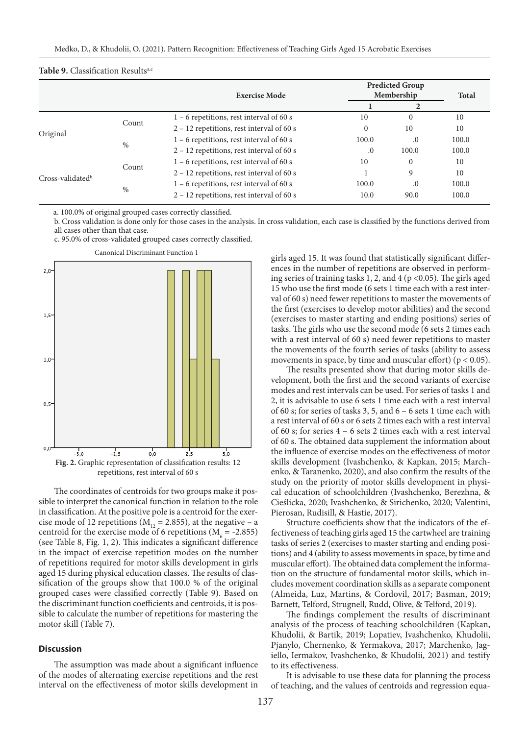**Table 9.** Classification Results[a,c]

| | | Exercise Mode | Predicted Group Membership | | Total |
|---|---|---|---|---|---|
| | | | 1 | 2 | |
| Original | Count | 1 – 6 repetitions, rest interval of 60 s | 10 | 0 | 10 |
| | | 2 – 12 repetitions, rest interval of 60 s | 0 | 10 | 10 |
| | % | 1 – 6 repetitions, rest interval of 60 s | 100.0 | .0 | 100.0 |
| | | 2 – 12 repetitions, rest interval of 60 s | .0 | 100.0 | 100.0 |
| Cross-validated[b] | Count | 1 – 6 repetitions, rest interval of 60 s | 10 | 0 | 10 |
| | | 2 – 12 repetitions, rest interval of 60 s | 1 | 9 | 10 |
| | % | 1 – 6 repetitions, rest interval of 60 s | 100.0 | .0 | 100.0 |
| | | 2 – 12 repetitions, rest interval of 60 s | 10.0 | 90.0 | 100.0 |

a. 100.0% of original grouped cases correctly classified.
b. Cross validation is done only for those cases in the analysis. In cross validation, each case is classified by the functions derived from all cases other than that case.
c. 95.0% of cross-validated grouped cases correctly classified.

**Fig. 2.** Graphic representation of classification results: 12 repetitions, rest interval of 60 s

The coordinates of centroids for two groups make it possible to interpret the canonical function in relation to the role in classification. At the positive pole is a centroid for the exercise mode of 12 repetitions ($M_{12} = 2.855$), at the negative – a centroid for the exercise mode of 6 repetitions ($M_6 = -2.855$) (see Table 8, Fig. 1, 2). This indicates a significant difference in the impact of exercise repetition modes on the number of repetitions required for motor skills development in girls aged 15 during physical education classes. The results of classification of the groups show that 100.0 % of the original grouped cases were classified correctly (Table 9). Based on the discriminant function coefficients and centroids, it is possible to calculate the number of repetitions for mastering the motor skill (Table 7).

## Discussion

The assumption was made about a significant influence of the modes of alternating exercise repetitions and the rest interval on the effectiveness of motor skills development in girls aged 15. It was found that statistically significant differences in the number of repetitions are observed in performing series of training tasks 1, 2, and 4 ($p < 0.05$). The girls aged 15 who use the first mode (6 sets 1 time each with a rest interval of 60 s) need fewer repetitions to master the movements of the first (exercises to develop motor abilities) and the second (exercises to master starting and ending positions) series of tasks. The girls who use the second mode (6 sets 2 times each with a rest interval of 60 s) need fewer repetitions to master the movements of the fourth series of tasks (ability to assess movements in space, by time and muscular effort) ($p < 0.05$).

The results presented show that during motor skills development, both the first and the second variants of exercise modes and rest intervals can be used. For series of tasks 1 and 2, it is advisable to use 6 sets 1 time each with a rest interval of 60 s; for series of tasks 3, 5, and 6 – 6 sets 1 time each with a rest interval of 60 s or 6 sets 2 times each with a rest interval of 60 s; for series 4 – 6 sets 2 times each with a rest interval of 60 s. The obtained data supplement the information about the influence of exercise modes on the effectiveness of motor skills development (Ivashchenko, & Kapkan, 2015; Marchenko, & Taranenko, 2020), and also confirm the results of the study on the priority of motor skills development in physical education of schoolchildren (Ivashchenko, Berezhna, & Cieślicka, 2020; Ivashchenko, & Sirichenko, 2020; Valentini, Pierosan, Rudisill, & Hastie, 2017).

Structure coefficients show that the indicators of the effectiveness of teaching girls aged 15 the cartwheel are training tasks of series 2 (exercises to master starting and ending positions) and 4 (ability to assess movements in space, by time and muscular effort). The obtained data complement the information on the structure of fundamental motor skills, which includes movement coordination skills as a separate component (Almeida, Luz, Martins, & Cordovil, 2017; Basman, 2019; Barnett, Telford, Strugnell, Rudd, Olive, & Telford, 2019).

The findings complement the results of discriminant analysis of the process of teaching schoolchildren (Kapkan, Khudolii, & Bartik, 2019; Lopatiev, Ivashchenko, Khudolii, Pjanylo, Chernenko, & Yermakova, 2017; Marchenko, Jagiello, Iermakov, Ivashchenko, & Khudolii, 2021) and testify to its effectiveness.

It is advisable to use these data for planning the process of teaching, and the values of centroids and regression equa-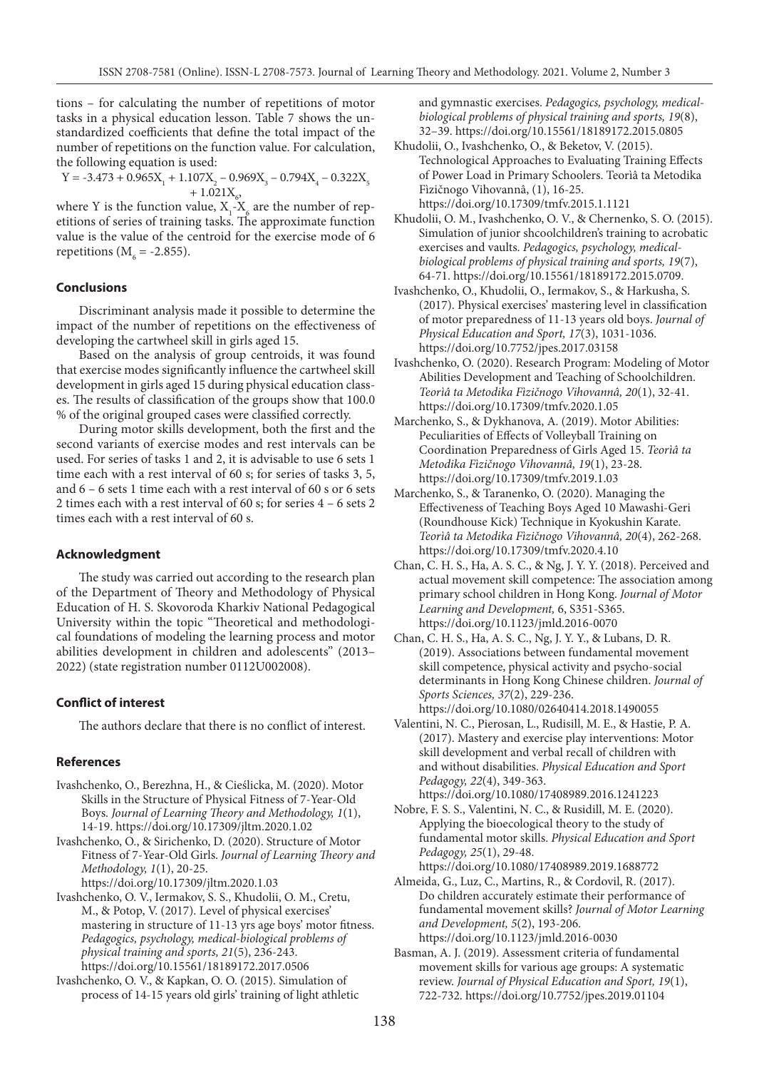tions – for calculating the number of repetitions of motor tasks in a physical education lesson. Table 7 shows the unstandardized coefficients that define the total impact of the number of repetitions on the function value. For calculation, the following equation is used:

$$Y = -3.473 + 0.965X_1 + 1.107X_2 - 0.969X_3 - 0.794X_4 - 0.322X_5 + 1.021X_6,$$

where Y is the function value, $X_1$-$X_6$ are the number of repetitions of series of training tasks. The approximate function value is the value of the centroid for the exercise mode of 6 repetitions ($M_6 = -2.855$).

## Conclusions

Discriminant analysis made it possible to determine the impact of the number of repetitions on the effectiveness of developing the cartwheel skill in girls aged 15.

Based on the analysis of group centroids, it was found that exercise modes significantly influence the cartwheel skill development in girls aged 15 during physical education classes. The results of classification of the groups show that 100.0 % of the original grouped cases were classified correctly.

During motor skills development, both the first and the second variants of exercise modes and rest intervals can be used. For series of tasks 1 and 2, it is advisable to use 6 sets 1 time each with a rest interval of 60 s; for series of tasks 3, 5, and 6 – 6 sets 1 time each with a rest interval of 60 s or 6 sets 2 times each with a rest interval of 60 s; for series 4 – 6 sets 2 times each with a rest interval of 60 s.

## Acknowledgment

The study was carried out according to the research plan of the Department of Theory and Methodology of Physical Education of H. S. Skovoroda Kharkiv National Pedagogical University within the topic "Theoretical and methodological foundations of modeling the learning process and motor abilities development in children and adolescents" (2013–2022) (state registration number 0112U002008).

## Conflict of interest

The authors declare that there is no conflict of interest.

## References

Ivashchenko, O., Berezhna, H., & Cieślicka, M. (2020). Motor Skills in the Structure of Physical Fitness of 7-Year-Old Boys. *Journal of Learning Theory and Methodology, 1*(1), 14-19. https://doi.org/10.17309/jltm.2020.1.02

Ivashchenko, O., & Sirichenko, D. (2020). Structure of Motor Fitness of 7-Year-Old Girls. *Journal of Learning Theory and Methodology, 1*(1), 20-25. https://doi.org/10.17309/jltm.2020.1.03

Ivashchenko, O. V., Iermakov, S. S., Khudolii, O. M., Cretu, M., & Potop, V. (2017). Level of physical exercises' mastering in structure of 11-13 yrs age boys' motor fitness. *Pedagogics, psychology, medical-biological problems of physical training and sports, 21*(5), 236-243. https://doi.org/10.15561/18189172.2017.0506

Ivashchenko, O. V., & Kapkan, O. O. (2015). Simulation of process of 14-15 years old girls' training of light athletic and gymnastic exercises. *Pedagogics, psychology, medical-biological problems of physical training and sports, 19*(8), 32–39. https://doi.org/10.15561/18189172.2015.0805

Khudolii, O., Ivashchenko, O., & Beketov, V. (2015). Technological Approaches to Evaluating Training Effects of Power Load in Primary Schoolers. Teorìâ ta Metodika Fìzičnogo Vihovannâ, (1), 16-25. https://doi.org/10.17309/tmfv.2015.1.1121

Khudolii, O. M., Ivashchenko, O. V., & Chernenko, S. O. (2015). Simulation of junior shcoolchildren's training to acrobatic exercises and vaults. *Pedagogics, psychology, medical-biological problems of physical training and sports, 19*(7), 64-71. https://doi.org/10.15561/18189172.2015.0709.

Ivashchenko, O., Khudolii, O., Iermakov, S., & Harkusha, S. (2017). Physical exercises' mastering level in classification of motor preparedness of 11-13 years old boys. *Journal of Physical Education and Sport, 17*(3), 1031-1036. https://doi.org/10.7752/jpes.2017.03158

Ivashchenko, O. (2020). Research Program: Modeling of Motor Abilities Development and Teaching of Schoolchildren. *Teorìâ ta Metodika Fizičnogo Vihovannâ, 20*(1), 32-41. https://doi.org/10.17309/tmfv.2020.1.05

Marchenko, S., & Dykhanova, A. (2019). Motor Abilities: Peculiarities of Effects of Volleyball Training on Coordination Preparedness of Girls Aged 15. *Teorìâ ta Metodika Fizičnogo Vihovannâ, 19*(1), 23-28. https://doi.org/10.17309/tmfv.2019.1.03

Marchenko, S., & Taranenko, O. (2020). Managing the Effectiveness of Teaching Boys Aged 10 Mawashi-Geri (Roundhouse Kick) Technique in Kyokushin Karate. *Teorìâ ta Metodika Fizičnogo Vihovannâ, 20*(4), 262-268. https://doi.org/10.17309/tmfv.2020.4.10

Chan, C. H. S., Ha, A. S. C., & Ng, J. Y. Y. (2018). Perceived and actual movement skill competence: The association among primary school children in Hong Kong. *Journal of Motor Learning and Development,* 6, S351-S365. https://doi.org/10.1123/jmld.2016-0070

Chan, C. H. S., Ha, A. S. C., Ng, J. Y. Y., & Lubans, D. R. (2019). Associations between fundamental movement skill competence, physical activity and psycho-social determinants in Hong Kong Chinese children. *Journal of Sports Sciences, 37*(2), 229-236. https://doi.org/10.1080/02640414.2018.1490055

Valentini, N. C., Pierosan, L., Rudisill, M. E., & Hastie, P. A. (2017). Mastery and exercise play interventions: Motor skill development and verbal recall of children with and without disabilities. *Physical Education and Sport Pedagogy, 22*(4), 349-363. https://doi.org/10.1080/17408989.2016.1241223

Nobre, F. S. S., Valentini, N. C., & Rusidill, M. E. (2020). Applying the bioecological theory to the study of fundamental motor skills. *Physical Education and Sport Pedagogy, 25*(1), 29-48. https://doi.org/10.1080/17408989.2019.1688772

Almeida, G., Luz, C., Martins, R., & Cordovil, R. (2017). Do children accurately estimate their performance of fundamental movement skills? *Journal of Motor Learning and Development, 5*(2), 193-206. https://doi.org/10.1123/jmld.2016-0030

Basman, A. J. (2019). Assessment criteria of fundamental movement skills for various age groups: A systematic review. *Journal of Physical Education and Sport, 19*(1), 722-732. https://doi.org/10.7752/jpes.2019.01104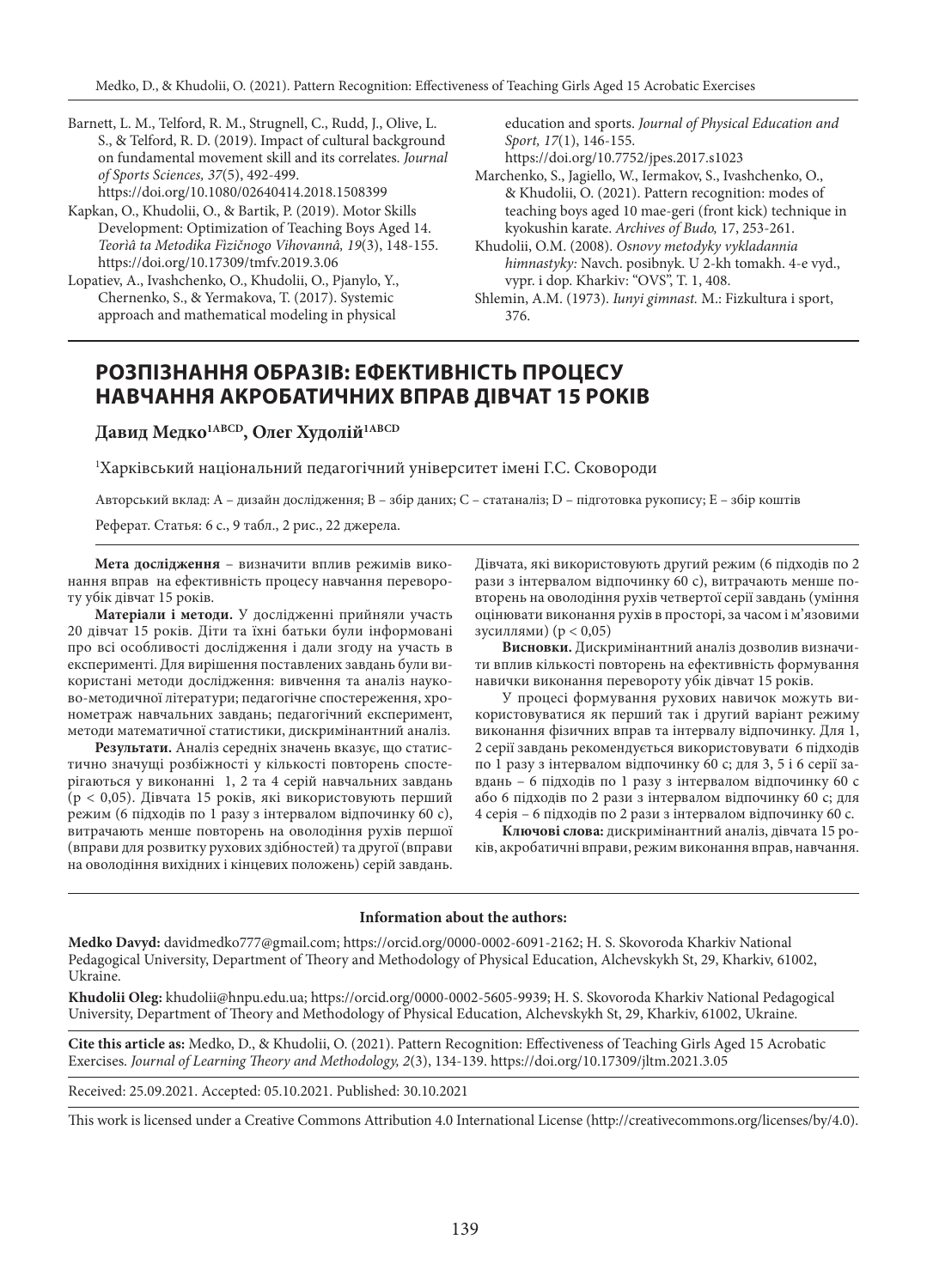Barnett, L. M., Telford, R. M., Strugnell, C., Rudd, J., Olive, L. S., & Telford, R. D. (2019). Impact of cultural background on fundamental movement skill and its correlates. *Journal of Sports Sciences, 37*(5), 492-499. https://doi.org/10.1080/02640414.2018.1508399

Kapkan, O., Khudolii, O., & Bartik, P. (2019). Motor Skills Development: Optimization of Teaching Boys Aged 14. *Teorìâ ta Metodika Fìzičnogo Vihovannâ, 19*(3), 148-155. https://doi.org/10.17309/tmfv.2019.3.06

Lopatiev, A., Ivashchenko, O., Khudolii, O., Pjanylo, Y., Chernenko, S., & Yermakova, T. (2017). Systemic approach and mathematical modeling in physical education and sports. *Journal of Physical Education and Sport, 17*(1), 146-155. https://doi.org/10.7752/jpes.2017.s1023

Marchenko, S., Jagiello, W., Iermakov, S., Ivashchenko, O., & Khudolii, O. (2021). Pattern recognition: modes of teaching boys aged 10 mae-geri (front kick) technique in kyokushin karate. *Archives of Budo,* 17, 253-261.

Khudolii, O.M. (2008). *Osnovy metodyky vykladannia himnastyky:* Navch. posibnyk. U 2-kh tomakh. 4-e vyd., vypr. i dop. Kharkiv: "OVS", T. 1, 408.

Shlemin, A.M. (1973). *Iunyi gimnast.* M.: Fizkultura i sport, 376.

# РОЗПІЗНАННЯ ОБРАЗІВ: ЕФЕКТИВНІСТЬ ПРОЦЕСУ НАВЧАННЯ АКРОБАТИЧНИХ ВПРАВ ДІВЧАТ 15 РОКІВ

**Давид Медко[1ABCD], Олег Худолій[1ABCD]**

[1]Харківський національний педагогічний університет імені Г.С. Сковороди

Авторський вклад: A – дизайн дослідження; B – збір даних; С – статаналіз; D – підготовка рукопису; E – збір коштів

Реферат. Статья: 6 с., 9 табл., 2 рис., 22 джерела.

**Мета дослідження** – визначити вплив режимів виконання вправ на ефективність процесу навчання перевороту убік дівчат 15 років.

**Матеріали і методи.** У дослідженні прийняли участь 20 дівчат 15 років. Діти та їхні батьки були інформовані про всі особливості дослідження і дали згоду на участь в експерименті. Для вирішення поставлених завдань були використані методи дослідження: вивчення та аналіз науково-методичної літератури; педагогічне спостереження, хронометраж навчальних завдань; педагогічний експеримент, методи математичної статистики, дискримінантний аналіз.

**Результати.** Аналіз середніх значень вказує, що статистично значущі розбіжності у кількості повторень спостерігаються у виконанні 1, 2 та 4 серій навчальних завдань ($p < 0,05$). Дівчата 15 років, які використовують перший режим (6 підходів по 1 разу з інтервалом відпочинку 60 с), витрачають менше повторень на оволодіння рухів першої (вправи для розвитку рухових здібностей) та другої (вправи на оволодіння вихідних і кінцевих положень) серій завдань. Дівчата, які використовують другий режим (6 підходів по 2 рази з інтервалом відпочинку 60 с), витрачають менше повторень на оволодіння рухів четвертої серії завдань (уміння оцінювати виконання рухів в просторі, за часом і м'язовими зусиллями) ($p < 0,05$)

**Висновки.** Дискримінантний аналіз дозволив визначити вплив кількості повторень на ефективність формування навички виконання перевороту убік дівчат 15 років.

У процесі формування рухових навичок можуть використовуватися як перший так і другий варіант режиму виконання фізичних вправ та інтервалу відпочинку. Для 1, 2 серії завдань рекомендується використовувати 6 підходів по 1 разу з інтервалом відпочинку 60 с; для 3, 5 і 6 серії завдань – 6 підходів по 1 разу з інтервалом відпочинку 60 с або 6 підходів по 2 рази з інтервалом відпочинку 60 с; для 4 серія – 6 підходів по 2 рази з інтервалом відпочинку 60 с.

**Ключові слова:** дискримінантний аналіз, дівчата 15 років, акробатичні вправи, режим виконання вправ, навчання.

**Information about the authors:**

**Medko Davyd:** davidmedko777@gmail.com; https://orcid.org/0000-0002-6091-2162; H. S. Skovoroda Kharkiv National Pedagogical University, Department of Theory and Methodology of Physical Education, Alchevskykh St, 29, Kharkiv, 61002, Ukraine.

**Khudolii Oleg:** khudolii@hnpu.edu.ua; https://orcid.org/0000-0002-5605-9939; H. S. Skovoroda Kharkiv National Pedagogical University, Department of Theory and Methodology of Physical Education, Alchevskykh St, 29, Kharkiv, 61002, Ukraine.

**Cite this article as:** Medko, D., & Khudolii, O. (2021). Pattern Recognition: Effectiveness of Teaching Girls Aged 15 Acrobatic Exercises. *Journal of Learning Theory and Methodology, 2*(3), 134-139. https://doi.org/10.17309/jltm.2021.3.05

Received: 25.09.2021. Accepted: 05.10.2021. Published: 30.10.2021

This work is licensed under a Creative Commons Attribution 4.0 International License (http://creativecommons.org/licenses/by/4.0).